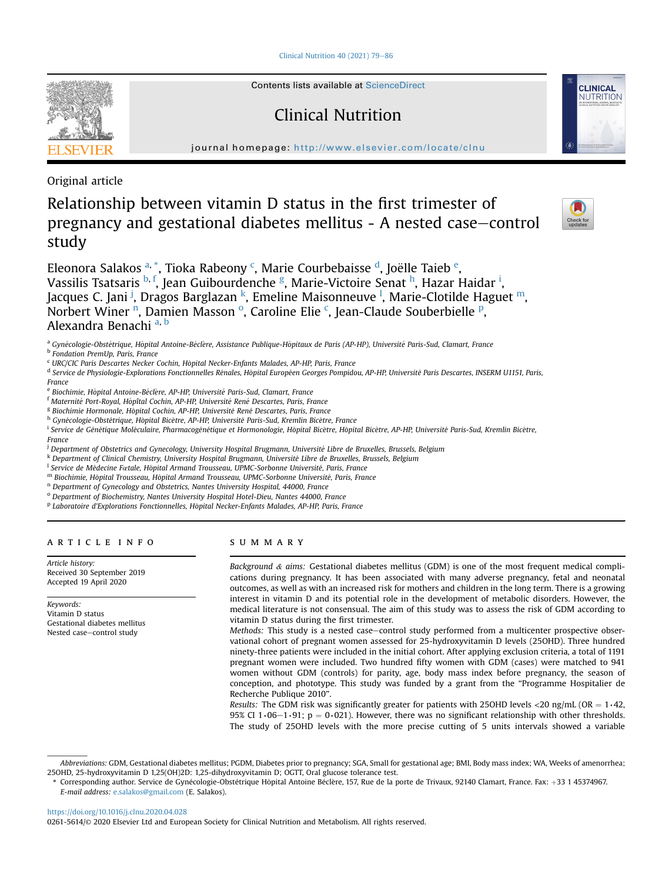Original article

# Relationship between vitamin D status in the first trimester of pregnancy and gestational diabetes mellitus - A nested case–control study

Eleonora Salakos [a,*], Tioka Rabeony [c], Marie Courbebaisse [d], Joëlle Taieb [e], Vassilis Tsatsaris [b,f], Jean Guibourdenche [g], Marie-Victoire Senat [h], Hazar Haidar [i], Jacques C. Jani [j], Dragos Barglazan [k], Emeline Maisonneuve [l], Marie-Clotilde Haguet [m], Norbert Winer [n], Damien Masson [o], Caroline Elie [c], Jean-Claude Souberbielle [p], Alexandra Benachi [a,b]

[a] Gynécologie-Obstétrique, Hôpital Antoine-Béclère, Assistance Publique-Hôpitaux de Paris (AP-HP), Université Paris-Sud, Clamart, France
[b] Fondation PremUp, Paris, France
[c] URC/CIC Paris Descartes Necker Cochin, Hôpital Necker-Enfants Malades, AP-HP, Paris, France
[d] Service de Physiologie-Explorations Fonctionnelles Rénales, Hôpital Européen Georges Pompidou, AP-HP, Université Paris Descartes, INSERM U1151, Paris, France
[e] Biochimie, Hôpital Antoine-Béclère, AP-HP, Université Paris-Sud, Clamart, France
[f] Maternité Port-Royal, Hôpital Cochin, AP-HP, Université René Descartes, Paris, France
[g] Biochimie Hormonale, Hôpital Cochin, AP-HP, Université René Descartes, Paris, France
[h] Gynécologie-Obstétrique, Hôpital Bicêtre, AP-HP, Université Paris-Sud, Kremlin Bicêtre, France
[i] Service de Génétique Moléculaire, Pharmacogénétique et Hormonologie, Hôpital Bicêtre, Hôpital Bicêtre, AP-HP, Université Paris-Sud, Kremlin Bicêtre, France
[j] Department of Obstetrics and Gynecology, University Hospital Brugmann, Université Libre de Bruxelles, Brussels, Belgium
[k] Department of Clinical Chemistry, University Hospital Brugmann, Université Libre de Bruxelles, Brussels, Belgium
[l] Service de Médecine Fœtale, Hôpital Armand Trousseau, UPMC-Sorbonne Université, Paris, France
[m] Biochimie, Hôpital Trousseau, Hôpital Armand Trousseau, UPMC-Sorbonne Université, Paris, France
[n] Department of Gynecology and Obstetrics, Nantes University Hospital, 44000, France
[o] Department of Biochemistry, Nantes University Hospital Hotel-Dieu, Nantes 44000, France
[p] Laboratoire d'Explorations Fonctionnelles, Hôpital Necker-Enfants Malades, AP-HP, Paris, France

## ARTICLE INFO

*Article history:*
Received 30 September 2019
Accepted 19 April 2020

*Keywords:*
Vitamin D status
Gestational diabetes mellitus
Nested case–control study

## SUMMARY

*Background & aims:* Gestational diabetes mellitus (GDM) is one of the most frequent medical complications during pregnancy. It has been associated with many adverse pregnancy, fetal and neonatal outcomes, as well as with an increased risk for mothers and children in the long term. There is a growing interest in vitamin D and its potential role in the development of metabolic disorders. However, the medical literature is not consensual. The aim of this study was to assess the risk of GDM according to vitamin D status during the first trimester.

*Methods:* This study is a nested case–control study performed from a multicenter prospective observational cohort of pregnant women assessed for 25-hydroxyvitamin D levels (25OHD). Three hundred ninety-three patients were included in the initial cohort. After applying exclusion criteria, a total of 1191 pregnant women were included. Two hundred fifty women with GDM (cases) were matched to 941 women without GDM (controls) for parity, age, body mass index before pregnancy, the season of conception, and phototype. This study was funded by a grant from the "Programme Hospitalier de Recherche Publique 2010".

*Results:* The GDM risk was significantly greater for patients with 25OHD levels <20 ng/mL (OR = 1·42, 95% CI 1·06–1·91; p = 0·021). However, there was no significant relationship with other thresholds. The study of 25OHD levels with the more precise cutting of 5 units intervals showed a variable

---

*Abbreviations:* GDM, Gestational diabetes mellitus; PGDM, Diabetes prior to pregnancy; SGA, Small for gestational age; BMI, Body mass index; WA, Weeks of amenorrhea; 25OHD, 25-hydroxyvitamin D 1,25(OH)2D: 1,25-dihydroxyvitamin D; OGTT, Oral glucose tolerance test.

\* Corresponding author. Service de Gynécologie-Obstétrique Hôpital Antoine Béclère, 157, Rue de la porte de Trivaux, 92140 Clamart, France. Fax: +33 1 45374967.
*E-mail address:* e.salakos@gmail.com (E. Salakos).

https://doi.org/10.1016/j.clnu.2020.04.028
0261-5614/© 2020 Elsevier Ltd and European Society for Clinical Nutrition and Metabolism. All rights reserved.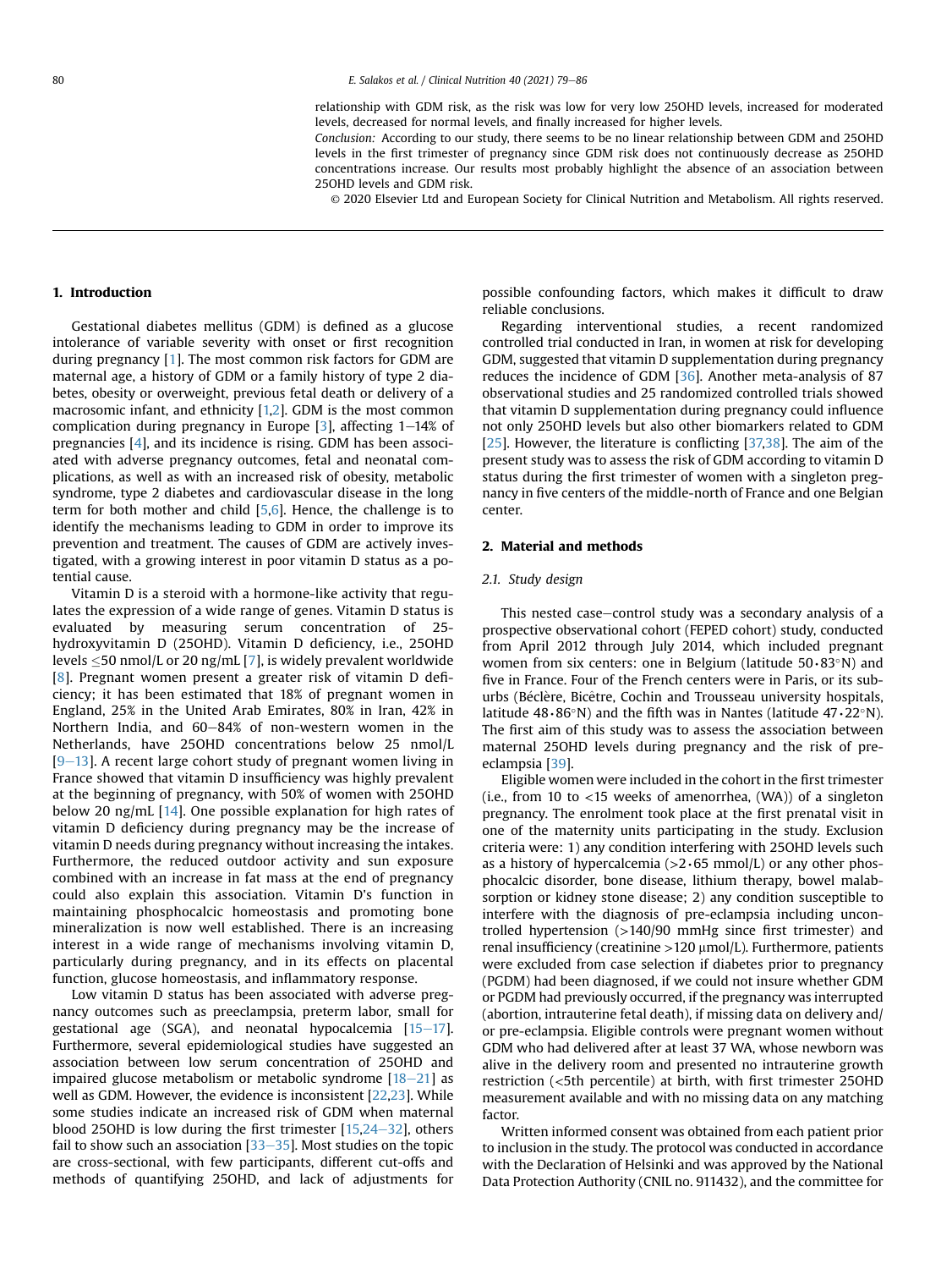relationship with GDM risk, as the risk was low for very low 25OHD levels, increased for moderated levels, decreased for normal levels, and finally increased for higher levels.

*Conclusion:* According to our study, there seems to be no linear relationship between GDM and 25OHD levels in the first trimester of pregnancy since GDM risk does not continuously decrease as 25OHD concentrations increase. Our results most probably highlight the absence of an association between 25OHD levels and GDM risk.

© 2020 Elsevier Ltd and European Society for Clinical Nutrition and Metabolism. All rights reserved.

## 1. Introduction

Gestational diabetes mellitus (GDM) is defined as a glucose intolerance of variable severity with onset or first recognition during pregnancy [1]. The most common risk factors for GDM are maternal age, a history of GDM or a family history of type 2 diabetes, obesity or overweight, previous fetal death or delivery of a macrosomic infant, and ethnicity [1,2]. GDM is the most common complication during pregnancy in Europe [3], affecting 1–14% of pregnancies [4], and its incidence is rising. GDM has been associated with adverse pregnancy outcomes, fetal and neonatal complications, as well as with an increased risk of obesity, metabolic syndrome, type 2 diabetes and cardiovascular disease in the long term for both mother and child [5,6]. Hence, the challenge is to identify the mechanisms leading to GDM in order to improve its prevention and treatment. The causes of GDM are actively investigated, with a growing interest in poor vitamin D status as a potential cause.

Vitamin D is a steroid with a hormone-like activity that regulates the expression of a wide range of genes. Vitamin D status is evaluated by measuring serum concentration of 25-hydroxyvitamin D (25OHD). Vitamin D deficiency, i.e., 25OHD levels ≤50 nmol/L or 20 ng/mL [7], is widely prevalent worldwide [8]. Pregnant women present a greater risk of vitamin D deficiency; it has been estimated that 18% of pregnant women in England, 25% in the United Arab Emirates, 80% in Iran, 42% in Northern India, and 60–84% of non-western women in the Netherlands, have 25OHD concentrations below 25 nmol/L [9–13]. A recent large cohort study of pregnant women living in France showed that vitamin D insufficiency was highly prevalent at the beginning of pregnancy, with 50% of women with 25OHD below 20 ng/mL [14]. One possible explanation for high rates of vitamin D deficiency during pregnancy may be the increase of vitamin D needs during pregnancy without increasing the intakes. Furthermore, the reduced outdoor activity and sun exposure combined with an increase in fat mass at the end of pregnancy could also explain this association. Vitamin D's function in maintaining phosphocalcic homeostasis and promoting bone mineralization is now well established. There is an increasing interest in a wide range of mechanisms involving vitamin D, particularly during pregnancy, and in its effects on placental function, glucose homeostasis, and inflammatory response.

Low vitamin D status has been associated with adverse pregnancy outcomes such as preeclampsia, preterm labor, small for gestational age (SGA), and neonatal hypocalcemia [15–17]. Furthermore, several epidemiological studies have suggested an association between low serum concentration of 25OHD and impaired glucose metabolism or metabolic syndrome [18–21] as well as GDM. However, the evidence is inconsistent [22,23]. While some studies indicate an increased risk of GDM when maternal blood 25OHD is low during the first trimester [15,24–32], others fail to show such an association [33–35]. Most studies on the topic are cross-sectional, with few participants, different cut-offs and methods of quantifying 25OHD, and lack of adjustments for possible confounding factors, which makes it difficult to draw reliable conclusions.

Regarding interventional studies, a recent randomized controlled trial conducted in Iran, in women at risk for developing GDM, suggested that vitamin D supplementation during pregnancy reduces the incidence of GDM [36]. Another meta-analysis of 87 observational studies and 25 randomized controlled trials showed that vitamin D supplementation during pregnancy could influence not only 25OHD levels but also other biomarkers related to GDM [25]. However, the literature is conflicting [37,38]. The aim of the present study was to assess the risk of GDM according to vitamin D status during the first trimester of women with a singleton pregnancy in five centers of the middle-north of France and one Belgian center.

## 2. Material and methods

### 2.1. Study design

This nested case–control study was a secondary analysis of a prospective observational cohort (FEPED cohort) study, conducted from April 2012 through July 2014, which included pregnant women from six centers: one in Belgium (latitude 50·83°N) and five in France. Four of the French centers were in Paris, or its suburbs (Béclère, Bicêtre, Cochin and Trousseau university hospitals, latitude 48·86°N) and the fifth was in Nantes (latitude 47·22°N). The first aim of this study was to assess the association between maternal 25OHD levels during pregnancy and the risk of pre-eclampsia [39].

Eligible women were included in the cohort in the first trimester (i.e., from 10 to <15 weeks of amenorrhea, (WA)) of a singleton pregnancy. The enrolment took place at the first prenatal visit in one of the maternity units participating in the study. Exclusion criteria were: 1) any condition interfering with 25OHD levels such as a history of hypercalcemia (>2·65 mmol/L) or any other phosphocalcic disorder, bone disease, lithium therapy, bowel malabsorption or kidney stone disease; 2) any condition susceptible to interfere with the diagnosis of pre-eclampsia including uncontrolled hypertension (>140/90 mmHg since first trimester) and renal insufficiency (creatinine >120 μmol/L). Furthermore, patients were excluded from case selection if diabetes prior to pregnancy (PGDM) had been diagnosed, if we could not insure whether GDM or PGDM had previously occurred, if the pregnancy was interrupted (abortion, intrauterine fetal death), if missing data on delivery and/or pre-eclampsia. Eligible controls were pregnant women without GDM who had delivered after at least 37 WA, whose newborn was alive in the delivery room and presented no intrauterine growth restriction (<5th percentile) at birth, with first trimester 25OHD measurement available and with no missing data on any matching factor.

Written informed consent was obtained from each patient prior to inclusion in the study. The protocol was conducted in accordance with the Declaration of Helsinki and was approved by the National Data Protection Authority (CNIL no. 911432), and the committee for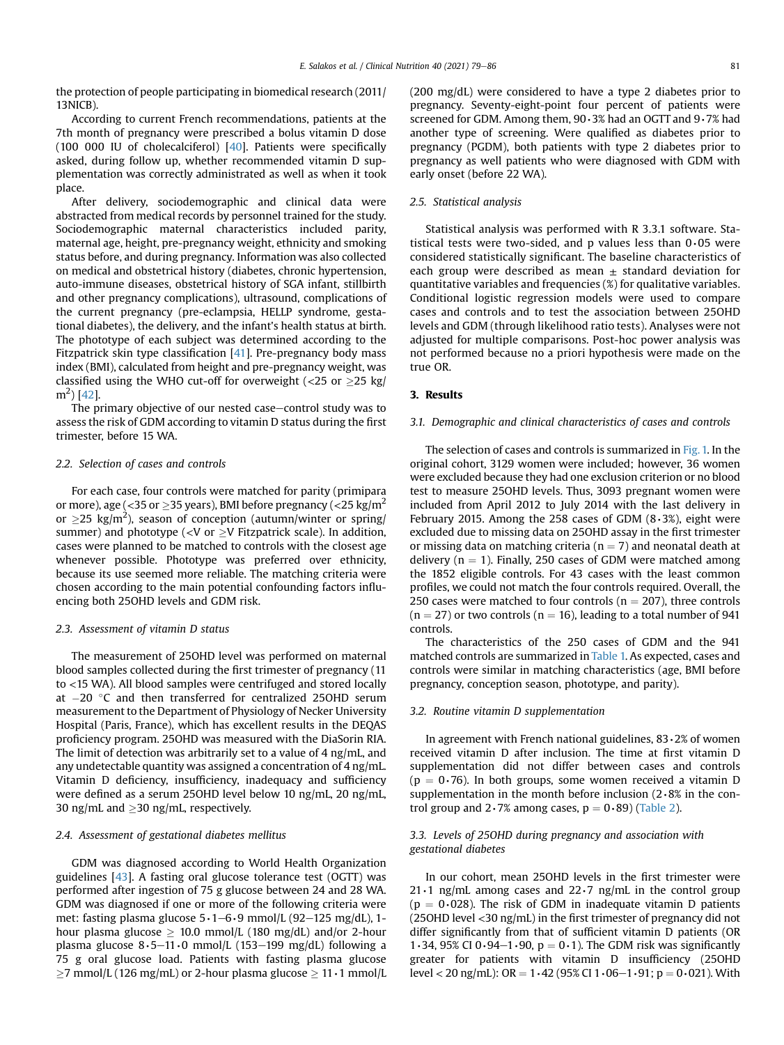the protection of people participating in biomedical research (2011/13NICB).

According to current French recommendations, patients at the 7th month of pregnancy were prescribed a bolus vitamin D dose (100 000 IU of cholecalciferol) [40]. Patients were specifically asked, during follow up, whether recommended vitamin D supplementation was correctly administrated as well as when it took place.

After delivery, sociodemographic and clinical data were abstracted from medical records by personnel trained for the study. Sociodemographic maternal characteristics included parity, maternal age, height, pre-pregnancy weight, ethnicity and smoking status before, and during pregnancy. Information was also collected on medical and obstetrical history (diabetes, chronic hypertension, auto-immune diseases, obstetrical history of SGA infant, stillbirth and other pregnancy complications), ultrasound, complications of the current pregnancy (pre-eclampsia, HELLP syndrome, gestational diabetes), the delivery, and the infant's health status at birth. The phototype of each subject was determined according to the Fitzpatrick skin type classification [41]. Pre-pregnancy body mass index (BMI), calculated from height and pre-pregnancy weight, was classified using the WHO cut-off for overweight (<25 or ≥25 kg/m$^2$) [42].

The primary objective of our nested case–control study was to assess the risk of GDM according to vitamin D status during the first trimester, before 15 WA.

### 2.2. Selection of cases and controls

For each case, four controls were matched for parity (primipara or more), age (<35 or ≥35 years), BMI before pregnancy (<25 kg/m$^2$ or ≥25 kg/m$^2$), season of conception (autumn/winter or spring/summer) and phototype (<V or ≥V Fitzpatrick scale). In addition, cases were planned to be matched to controls with the closest age whenever possible. Phototype was preferred over ethnicity, because its use seemed more reliable. The matching criteria were chosen according to the main potential confounding factors influencing both 25OHD levels and GDM risk.

### 2.3. Assessment of vitamin D status

The measurement of 25OHD level was performed on maternal blood samples collected during the first trimester of pregnancy (11 to <15 WA). All blood samples were centrifuged and stored locally at −20 °C and then transferred for centralized 25OHD serum measurement to the Department of Physiology of Necker University Hospital (Paris, France), which has excellent results in the DEQAS proficiency program. 25OHD was measured with the DiaSorin RIA. The limit of detection was arbitrarily set to a value of 4 ng/mL, and any undetectable quantity was assigned a concentration of 4 ng/mL. Vitamin D deficiency, insufficiency, inadequacy and sufficiency were defined as a serum 25OHD level below 10 ng/mL, 20 ng/mL, 30 ng/mL and ≥30 ng/mL, respectively.

### 2.4. Assessment of gestational diabetes mellitus

GDM was diagnosed according to World Health Organization guidelines [43]. A fasting oral glucose tolerance test (OGTT) was performed after ingestion of 75 g glucose between 24 and 28 WA. GDM was diagnosed if one or more of the following criteria were met: fasting plasma glucose 5·1–6·9 mmol/L (92–125 mg/dL), 1-hour plasma glucose ≥ 10.0 mmol/L (180 mg/dL) and/or 2-hour plasma glucose 8·5–11·0 mmol/L (153–199 mg/dL) following a 75 g oral glucose load. Patients with fasting plasma glucose ≥7 mmol/L (126 mg/mL) or 2-hour plasma glucose ≥ 11·1 mmol/L (200 mg/dL) were considered to have a type 2 diabetes prior to pregnancy. Seventy-eight-point four percent of patients were screened for GDM. Among them, 90·3% had an OGTT and 9·7% had another type of screening. Were qualified as diabetes prior to pregnancy (PGDM), both patients with type 2 diabetes prior to pregnancy as well patients who were diagnosed with GDM with early onset (before 22 WA).

### 2.5. Statistical analysis

Statistical analysis was performed with R 3.3.1 software. Statistical tests were two-sided, and p values less than 0·05 were considered statistically significant. The baseline characteristics of each group were described as mean ± standard deviation for quantitative variables and frequencies (%) for qualitative variables. Conditional logistic regression models were used to compare cases and controls and to test the association between 25OHD levels and GDM (through likelihood ratio tests). Analyses were not adjusted for multiple comparisons. Post-hoc power analysis was not performed because no a priori hypothesis were made on the true OR.

## 3. Results

### 3.1. Demographic and clinical characteristics of cases and controls

The selection of cases and controls is summarized in Fig. 1. In the original cohort, 3129 women were included; however, 36 women were excluded because they had one exclusion criterion or no blood test to measure 25OHD levels. Thus, 3093 pregnant women were included from April 2012 to July 2014 with the last delivery in February 2015. Among the 258 cases of GDM (8·3%), eight were excluded due to missing data on 25OHD assay in the first trimester or missing data on matching criteria (n = 7) and neonatal death at delivery (n = 1). Finally, 250 cases of GDM were matched among the 1852 eligible controls. For 43 cases with the least common profiles, we could not match the four controls required. Overall, the 250 cases were matched to four controls (n = 207), three controls (n = 27) or two controls (n = 16), leading to a total number of 941 controls.

The characteristics of the 250 cases of GDM and the 941 matched controls are summarized in Table 1. As expected, cases and controls were similar in matching characteristics (age, BMI before pregnancy, conception season, phototype, and parity).

### 3.2. Routine vitamin D supplementation

In agreement with French national guidelines, 83·2% of women received vitamin D after inclusion. The time at first vitamin D supplementation did not differ between cases and controls (p = 0·76). In both groups, some women received a vitamin D supplementation in the month before inclusion (2·8% in the control group and 2·7% among cases, p = 0·89) (Table 2).

### 3.3. Levels of 25OHD during pregnancy and association with gestational diabetes

In our cohort, mean 25OHD levels in the first trimester were 21·1 ng/mL among cases and 22·7 ng/mL in the control group (p = 0·028). The risk of GDM in inadequate vitamin D patients (25OHD level <30 ng/mL) in the first trimester of pregnancy did not differ significantly from that of sufficient vitamin D patients (OR 1·34, 95% CI 0·94–1·90, p = 0·1). The GDM risk was significantly greater for patients with vitamin D insufficiency (25OHD level < 20 ng/mL): OR = 1·42 (95% CI 1·06–1·91; p = 0·021). With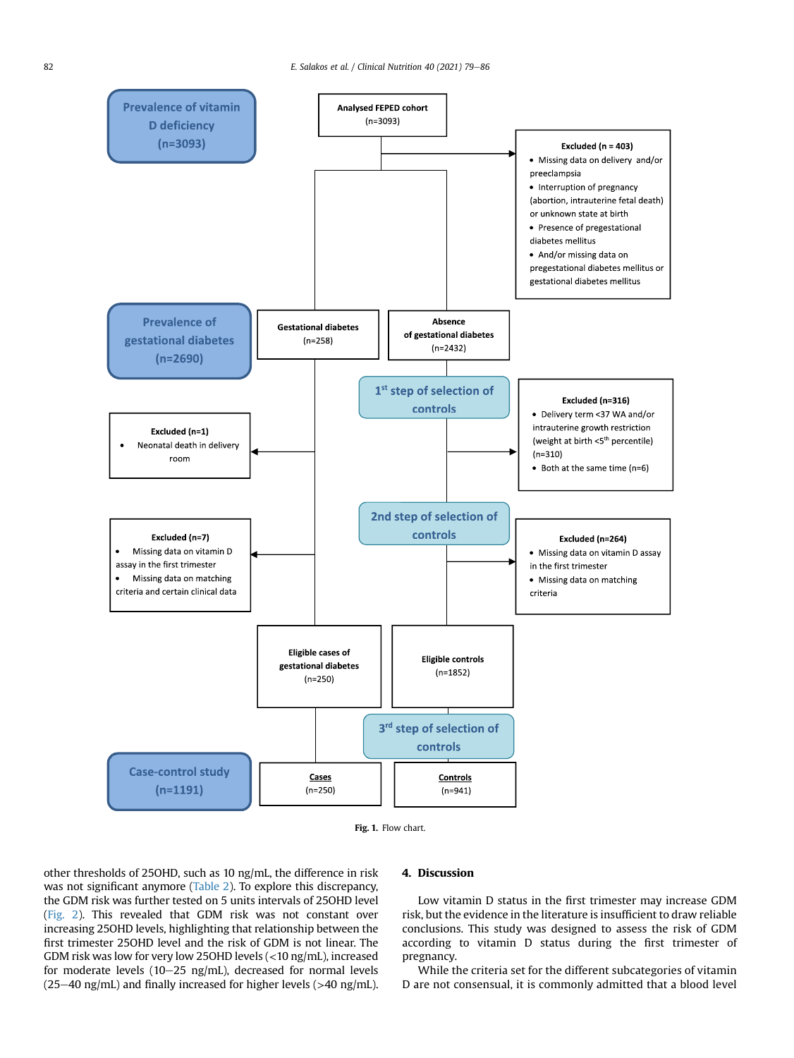Prevalence of vitamin D deficiency (n=3093)

Analysed FEPED cohort (n=3093)

Excluded (n = 403)
- Missing data on delivery and/or preeclampsia
- Interruption of pregnancy (abortion, intrauterine fetal death) or unknown state at birth
- Presence of pregestational diabetes mellitus
- And/or missing data on pregestational diabetes mellitus or gestational diabetes mellitus

Prevalence of gestational diabetes (n=2690)

Gestational diabetes (n=258)

Absence of gestational diabetes (n=2432)

1[st] step of selection of controls

Excluded (n=1)
- Neonatal death in delivery room

Excluded (n=316)
- Delivery term <37 WA and/or intrauterine growth restriction (weight at birth <5[th] percentile) (n=310)
- Both at the same time (n=6)

2nd step of selection of controls

Excluded (n=7)
- Missing data on vitamin D assay in the first trimester
- Missing data on matching criteria and certain clinical data

Excluded (n=264)
- Missing data on vitamin D assay in the first trimester
- Missing data on matching criteria

Eligible cases of gestational diabetes (n=250)

Eligible controls (n=1852)

3[rd] step of selection of controls

Case-control study (n=1191)

Cases (n=250)

Controls (n=941)

**Fig. 1.** Flow chart.

other thresholds of 25OHD, such as 10 ng/mL, the difference in risk was not significant anymore (Table 2). To explore this discrepancy, the GDM risk was further tested on 5 units intervals of 25OHD level (Fig. 2). This revealed that GDM risk was not constant over increasing 25OHD levels, highlighting that relationship between the first trimester 25OHD level and the risk of GDM is not linear. The GDM risk was low for very low 25OHD levels (<10 ng/mL), increased for moderate levels (10–25 ng/mL), decreased for normal levels (25–40 ng/mL) and finally increased for higher levels (>40 ng/mL).

## 4. Discussion

Low vitamin D status in the first trimester may increase GDM risk, but the evidence in the literature is insufficient to draw reliable conclusions. This study was designed to assess the risk of GDM according to vitamin D status during the first trimester of pregnancy.

While the criteria set for the different subcategories of vitamin D are not consensual, it is commonly admitted that a blood level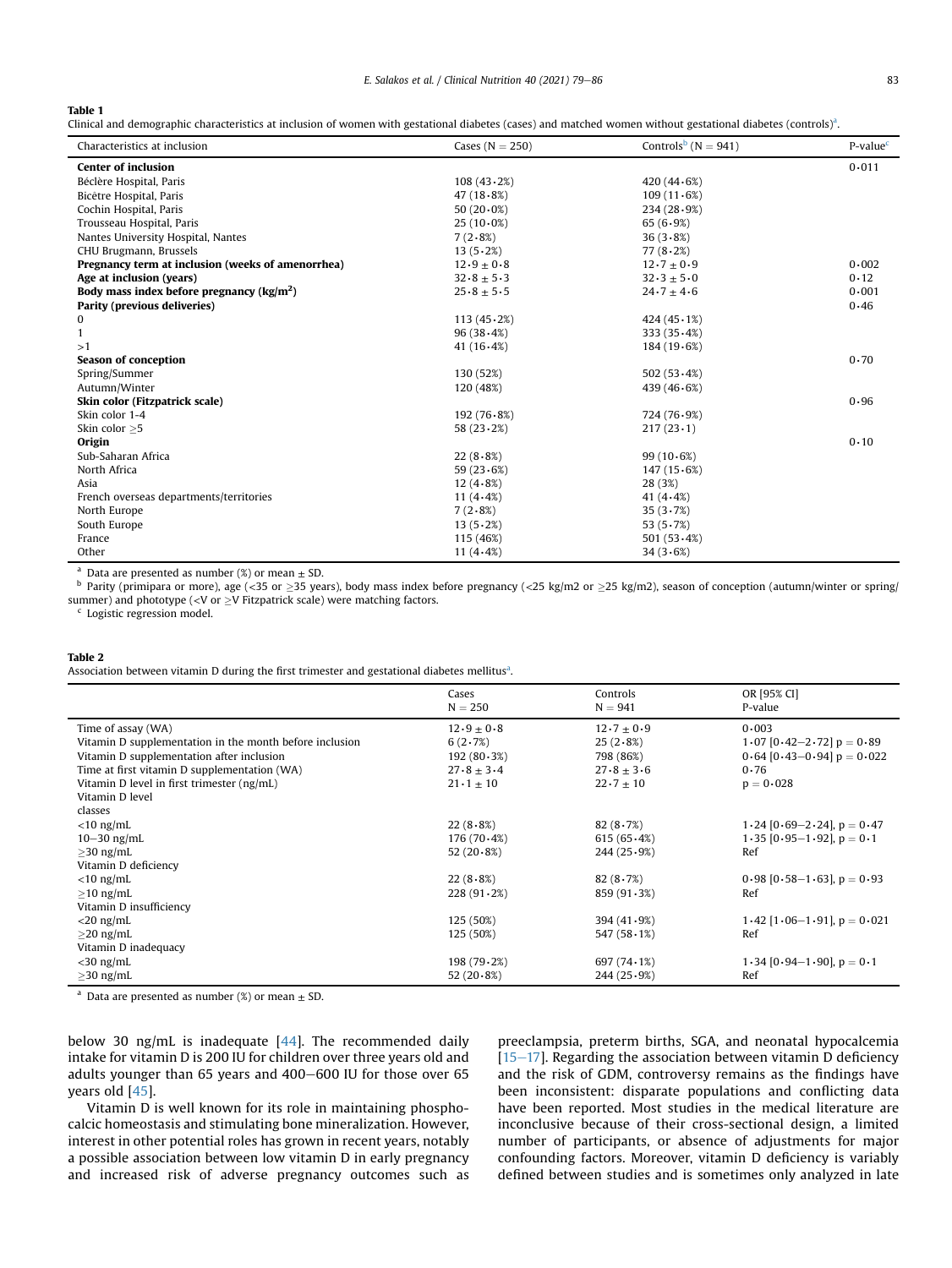**Table 1**
Clinical and demographic characteristics at inclusion of women with gestational diabetes (cases) and matched women without gestational diabetes (controls)[a].

| Characteristics at inclusion | Cases (N = 250) | Controls[b] (N = 941) | P-value[c] |
|---|---|---|---|
| **Center of inclusion** | | | 0·011 |
| Béclère Hospital, Paris | 108 (43·2%) | 420 (44·6%) | |
| Bicêtre Hospital, Paris | 47 (18·8%) | 109 (11·6%) | |
| Cochin Hospital, Paris | 50 (20·0%) | 234 (28·9%) | |
| Trousseau Hospital, Paris | 25 (10·0%) | 65 (6·9%) | |
| Nantes University Hospital, Nantes | 7 (2·8%) | 36 (3·8%) | |
| CHU Brugmann, Brussels | 13 (5·2%) | 77 (8·2%) | |
| **Pregnancy term at inclusion (weeks of amenorrhea)** | 12·9 ± 0·8 | 12·7 ± 0·9 | 0·002 |
| **Age at inclusion (years)** | 32·8 ± 5·3 | 32·3 ± 5·0 | 0·12 |
| **Body mass index before pregnancy (kg/m²)** | 25·8 ± 5·5 | 24·7 ± 4·6 | 0·001 |
| **Parity (previous deliveries)** | | | 0·46 |
| 0 | 113 (45·2%) | 424 (45·1%) | |
| 1 | 96 (38·4%) | 333 (35·4%) | |
| >1 | 41 (16·4%) | 184 (19·6%) | |
| **Season of conception** | | | 0·70 |
| Spring/Summer | 130 (52%) | 502 (53·4%) | |
| Autumn/Winter | 120 (48%) | 439 (46·6%) | |
| **Skin color (Fitzpatrick scale)** | | | 0·96 |
| Skin color 1-4 | 192 (76·8%) | 724 (76·9%) | |
| Skin color ≥5 | 58 (23·2%) | 217 (23·1) | |
| **Origin** | | | 0·10 |
| Sub-Saharan Africa | 22 (8·8%) | 99 (10·6%) | |
| North Africa | 59 (23·6%) | 147 (15·6%) | |
| Asia | 12 (4·8%) | 28 (3%) | |
| French overseas departments/territories | 11 (4·4%) | 41 (4·4%) | |
| North Europe | 7 (2·8%) | 35 (3·7%) | |
| South Europe | 13 (5·2%) | 53 (5·7%) | |
| France | 115 (46%) | 501 (53·4%) | |
| Other | 11 (4·4%) | 34 (3·6%) | |

[a] Data are presented as number (%) or mean ± SD.
[b] Parity (primipara or more), age (<35 or ≥35 years), body mass index before pregnancy (<25 kg/m2 or ≥25 kg/m2), season of conception (autumn/winter or spring/summer) and phototype (<V or ≥V Fitzpatrick scale) were matching factors.
[c] Logistic regression model.

**Table 2**
Association between vitamin D during the first trimester and gestational diabetes mellitus[a].

| | Cases N = 250 | Controls N = 941 | OR [95% CI] P-value |
|---|---|---|---|
| Time of assay (WA) | 12·9 ± 0·8 | 12·7 ± 0·9 | 0·003 |
| Vitamin D supplementation in the month before inclusion | 6 (2·7%) | 25 (2·8%) | 1·07 [0·42–2·72] p = 0·89 |
| Vitamin D supplementation after inclusion | 192 (80·3%) | 798 (86%) | 0·64 [0·43–0·94] p = 0·022 |
| Time at first vitamin D supplementation (WA) | 27·8 ± 3·4 | 27·8 ± 3·6 | 0·76 |
| Vitamin D level in first trimester (ng/mL) | 21·1 ± 10 | 22·7 ± 10 | p = 0·028 |
| Vitamin D level classes | | | |
| <10 ng/mL | 22 (8·8%) | 82 (8·7%) | 1·24 [0·69–2·24], p = 0·47 |
| 10–30 ng/mL | 176 (70·4%) | 615 (65·4%) | 1·35 [0·95–1·92], p = 0·1 |
| ≥30 ng/mL | 52 (20·8%) | 244 (25·9%) | Ref |
| Vitamin D deficiency | | | |
| <10 ng/mL | 22 (8·8%) | 82 (8·7%) | 0·98 [0·58–1·63], p = 0·93 |
| ≥10 ng/mL | 228 (91·2%) | 859 (91·3%) | Ref |
| Vitamin D insufficiency | | | |
| <20 ng/mL | 125 (50%) | 394 (41·9%) | 1·42 [1·06–1·91], p = 0·021 |
| ≥20 ng/mL | 125 (50%) | 547 (58·1%) | Ref |
| Vitamin D inadequacy | | | |
| <30 ng/mL | 198 (79·2%) | 697 (74·1%) | 1·34 [0·94–1·90], p = 0·1 |
| ≥30 ng/mL | 52 (20·8%) | 244 (25·9%) | Ref |

[a] Data are presented as number (%) or mean ± SD.

below 30 ng/mL is inadequate [44]. The recommended daily intake for vitamin D is 200 IU for children over three years old and adults younger than 65 years and 400–600 IU for those over 65 years old [45].

Vitamin D is well known for its role in maintaining phosphocalcic homeostasis and stimulating bone mineralization. However, interest in other potential roles has grown in recent years, notably a possible association between low vitamin D in early pregnancy and increased risk of adverse pregnancy outcomes such as preeclampsia, preterm births, SGA, and neonatal hypocalcemia [15–17]. Regarding the association between vitamin D deficiency and the risk of GDM, controversy remains as the findings have been inconsistent: disparate populations and conflicting data have been reported. Most studies in the medical literature are inconclusive because of their cross-sectional design, a limited number of participants, or absence of adjustments for major confounding factors. Moreover, vitamin D deficiency is variably defined between studies and is sometimes only analyzed in late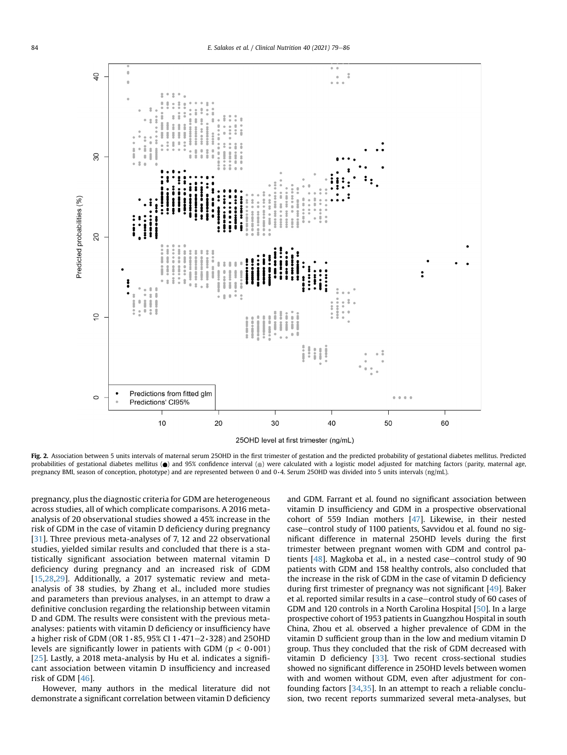**Fig. 2.** Association between 5 units intervals of maternal serum 25OHD in the first trimester of gestation and the predicted probability of gestational diabetes mellitus. Predicted probabilities of gestational diabetes mellitus (●) and 95% confidence interval (●) were calculated with a logistic model adjusted for matching factors (parity, maternal age, pregnancy BMI, season of conception, phototype) and are represented between 0 and 0·4. Serum 25OHD was divided into 5 units intervals (ng/mL).

pregnancy, plus the diagnostic criteria for GDM are heterogeneous across studies, all of which complicate comparisons. A 2016 meta-analysis of 20 observational studies showed a 45% increase in the risk of GDM in the case of vitamin D deficiency during pregnancy [31]. Three previous meta-analyses of 7, 12 and 22 observational studies, yielded similar results and concluded that there is a statistically significant association between maternal vitamin D deficiency during pregnancy and an increased risk of GDM [15,28,29]. Additionally, a 2017 systematic review and meta-analysis of 38 studies, by Zhang et al., included more studies and parameters than previous analyses, in an attempt to draw a definitive conclusion regarding the relationship between vitamin D and GDM. The results were consistent with the previous meta-analyses: patients with vitamin D deficiency or insufficiency have a higher risk of GDM (OR 1·85, 95% CI 1·471–2·328) and 25OHD levels are significantly lower in patients with GDM ($p < 0 \cdot 001$) [25]. Lastly, a 2018 meta-analysis by Hu et al. indicates a significant association between vitamin D insufficiency and increased risk of GDM [46].

However, many authors in the medical literature did not demonstrate a significant correlation between vitamin D deficiency and GDM. Farrant et al. found no significant association between vitamin D insufficiency and GDM in a prospective observational cohort of 559 Indian mothers [47]. Likewise, in their nested case–control study of 1100 patients, Savvidou et al. found no significant difference in maternal 25OHD levels during the first trimester between pregnant women with GDM and control patients [48]. Magkoba et al., in a nested case–control study of 90 patients with GDM and 158 healthy controls, also concluded that the increase in the risk of GDM in the case of vitamin D deficiency during first trimester of pregnancy was not significant [49]. Baker et al. reported similar results in a case–control study of 60 cases of GDM and 120 controls in a North Carolina Hospital [50]. In a large prospective cohort of 1953 patients in Guangzhou Hospital in south China, Zhou et al. observed a higher prevalence of GDM in the vitamin D sufficient group than in the low and medium vitamin D group. Thus they concluded that the risk of GDM decreased with vitamin D deficiency [33]. Two recent cross-sectional studies showed no significant difference in 25OHD levels between women with and women without GDM, even after adjustment for confounding factors [34,35]. In an attempt to reach a reliable conclusion, two recent reports summarized several meta-analyses, but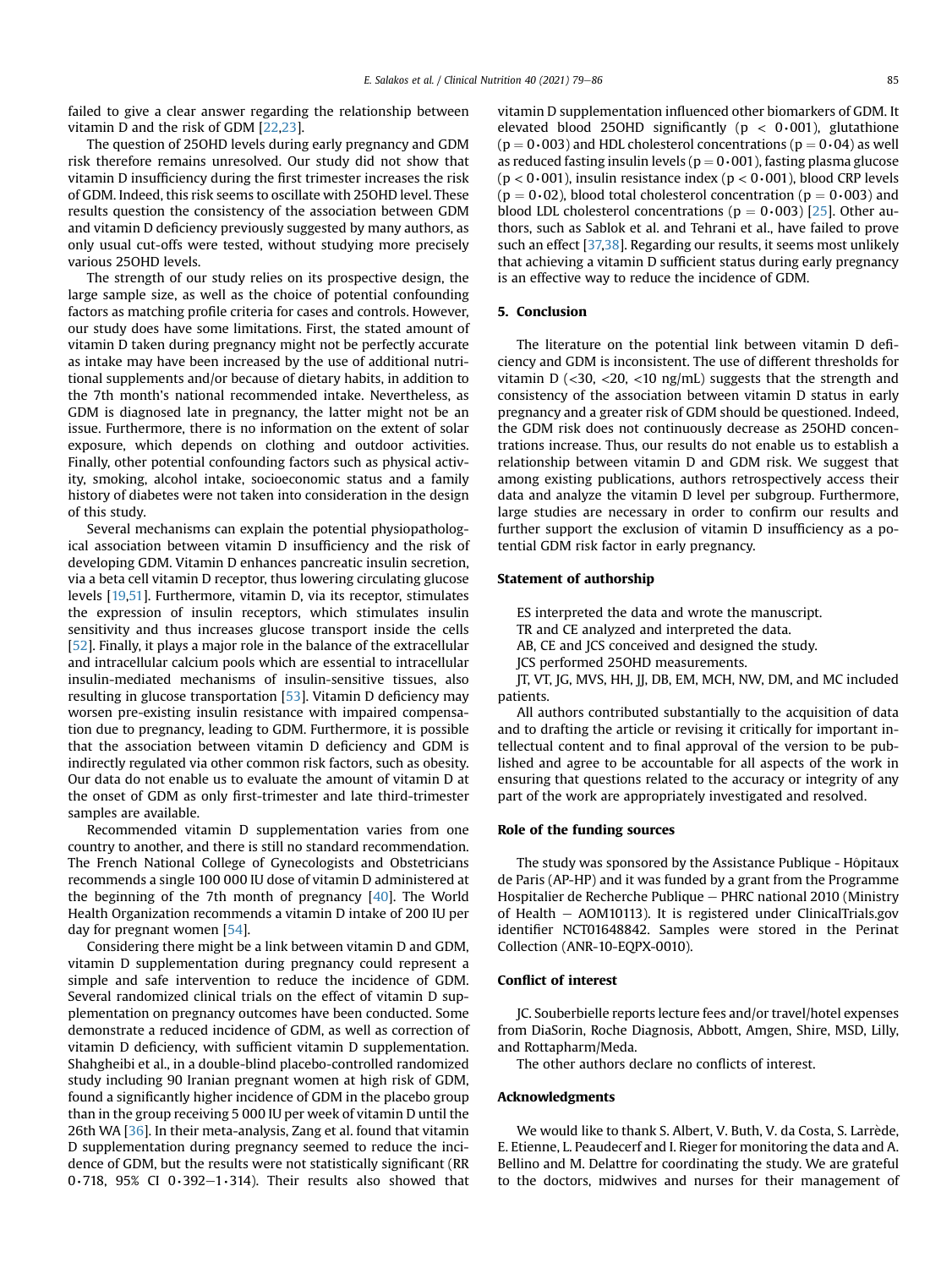failed to give a clear answer regarding the relationship between vitamin D and the risk of GDM [22,23].

The question of 25OHD levels during early pregnancy and GDM risk therefore remains unresolved. Our study did not show that vitamin D insufficiency during the first trimester increases the risk of GDM. Indeed, this risk seems to oscillate with 25OHD level. These results question the consistency of the association between GDM and vitamin D deficiency previously suggested by many authors, as only usual cut-offs were tested, without studying more precisely various 25OHD levels.

The strength of our study relies on its prospective design, the large sample size, as well as the choice of potential confounding factors as matching profile criteria for cases and controls. However, our study does have some limitations. First, the stated amount of vitamin D taken during pregnancy might not be perfectly accurate as intake may have been increased by the use of additional nutritional supplements and/or because of dietary habits, in addition to the 7th month's national recommended intake. Nevertheless, as GDM is diagnosed late in pregnancy, the latter might not be an issue. Furthermore, there is no information on the extent of solar exposure, which depends on clothing and outdoor activities. Finally, other potential confounding factors such as physical activity, smoking, alcohol intake, socioeconomic status and a family history of diabetes were not taken into consideration in the design of this study.

Several mechanisms can explain the potential physiopathological association between vitamin D insufficiency and the risk of developing GDM. Vitamin D enhances pancreatic insulin secretion, via a beta cell vitamin D receptor, thus lowering circulating glucose levels [19,51]. Furthermore, vitamin D, via its receptor, stimulates the expression of insulin receptors, which stimulates insulin sensitivity and thus increases glucose transport inside the cells [52]. Finally, it plays a major role in the balance of the extracellular and intracellular calcium pools which are essential to intracellular insulin-mediated mechanisms of insulin-sensitive tissues, also resulting in glucose transportation [53]. Vitamin D deficiency may worsen pre-existing insulin resistance with impaired compensation due to pregnancy, leading to GDM. Furthermore, it is possible that the association between vitamin D deficiency and GDM is indirectly regulated via other common risk factors, such as obesity. Our data do not enable us to evaluate the amount of vitamin D at the onset of GDM as only first-trimester and late third-trimester samples are available.

Recommended vitamin D supplementation varies from one country to another, and there is still no standard recommendation. The French National College of Gynecologists and Obstetricians recommends a single 100 000 IU dose of vitamin D administered at the beginning of the 7th month of pregnancy [40]. The World Health Organization recommends a vitamin D intake of 200 IU per day for pregnant women [54].

Considering there might be a link between vitamin D and GDM, vitamin D supplementation during pregnancy could represent a simple and safe intervention to reduce the incidence of GDM. Several randomized clinical trials on the effect of vitamin D supplementation on pregnancy outcomes have been conducted. Some demonstrate a reduced incidence of GDM, as well as correction of vitamin D deficiency, with sufficient vitamin D supplementation. Shahgheibi et al., in a double-blind placebo-controlled randomized study including 90 Iranian pregnant women at high risk of GDM, found a significantly higher incidence of GDM in the placebo group than in the group receiving 5 000 IU per week of vitamin D until the 26th WA [36]. In their meta-analysis, Zang et al. found that vitamin D supplementation during pregnancy seemed to reduce the incidence of GDM, but the results were not statistically significant (RR 0·718, 95% CI 0·392–1·314). Their results also showed that vitamin D supplementation influenced other biomarkers of GDM. It elevated blood 25OHD significantly ($p < 0{\cdot}001$), glutathione ($p = 0{\cdot}003$) and HDL cholesterol concentrations ($p = 0{\cdot}04$) as well as reduced fasting insulin levels ($p = 0{\cdot}001$), fasting plasma glucose ($p < 0{\cdot}001$), insulin resistance index ($p < 0{\cdot}001$), blood CRP levels ($p = 0{\cdot}02$), blood total cholesterol concentration ($p = 0{\cdot}003$) and blood LDL cholesterol concentrations ($p = 0{\cdot}003$) [25]. Other authors, such as Sablok et al. and Tehrani et al., have failed to prove such an effect [37,38]. Regarding our results, it seems most unlikely that achieving a vitamin D sufficient status during early pregnancy is an effective way to reduce the incidence of GDM.

## 5. Conclusion

The literature on the potential link between vitamin D deficiency and GDM is inconsistent. The use of different thresholds for vitamin D (<30, <20, <10 ng/mL) suggests that the strength and consistency of the association between vitamin D status in early pregnancy and a greater risk of GDM should be questioned. Indeed, the GDM risk does not continuously decrease as 25OHD concentrations increase. Thus, our results do not enable us to establish a relationship between vitamin D and GDM risk. We suggest that among existing publications, authors retrospectively access their data and analyze the vitamin D level per subgroup. Furthermore, large studies are necessary in order to confirm our results and further support the exclusion of vitamin D insufficiency as a potential GDM risk factor in early pregnancy.

### Statement of authorship

ES interpreted the data and wrote the manuscript.

TR and CE analyzed and interpreted the data.

AB, CE and JCS conceived and designed the study.

JCS performed 25OHD measurements.

JT, VT, JG, MVS, HH, JJ, DB, EM, MCH, NW, DM, and MC included patients.

All authors contributed substantially to the acquisition of data and to drafting the article or revising it critically for important intellectual content and to final approval of the version to be published and agree to be accountable for all aspects of the work in ensuring that questions related to the accuracy or integrity of any part of the work are appropriately investigated and resolved.

### Role of the funding sources

The study was sponsored by the Assistance Publique - Hôpitaux de Paris (AP-HP) and it was funded by a grant from the Programme Hospitalier de Recherche Publique – PHRC national 2010 (Ministry of Health – AOM10113). It is registered under ClinicalTrials.gov identifier NCT01648842. Samples were stored in the Perinat Collection (ANR-10-EQPX-0010).

### Conflict of interest

JC. Souberbielle reports lecture fees and/or travel/hotel expenses from DiaSorin, Roche Diagnosis, Abbott, Amgen, Shire, MSD, Lilly, and Rottapharm/Meda.

The other authors declare no conflicts of interest.

### Acknowledgments

We would like to thank S. Albert, V. Buth, V. da Costa, S. Larrède, E. Etienne, L. Peaudecerf and I. Rieger for monitoring the data and A. Bellino and M. Delattre for coordinating the study. We are grateful to the doctors, midwives and nurses for their management of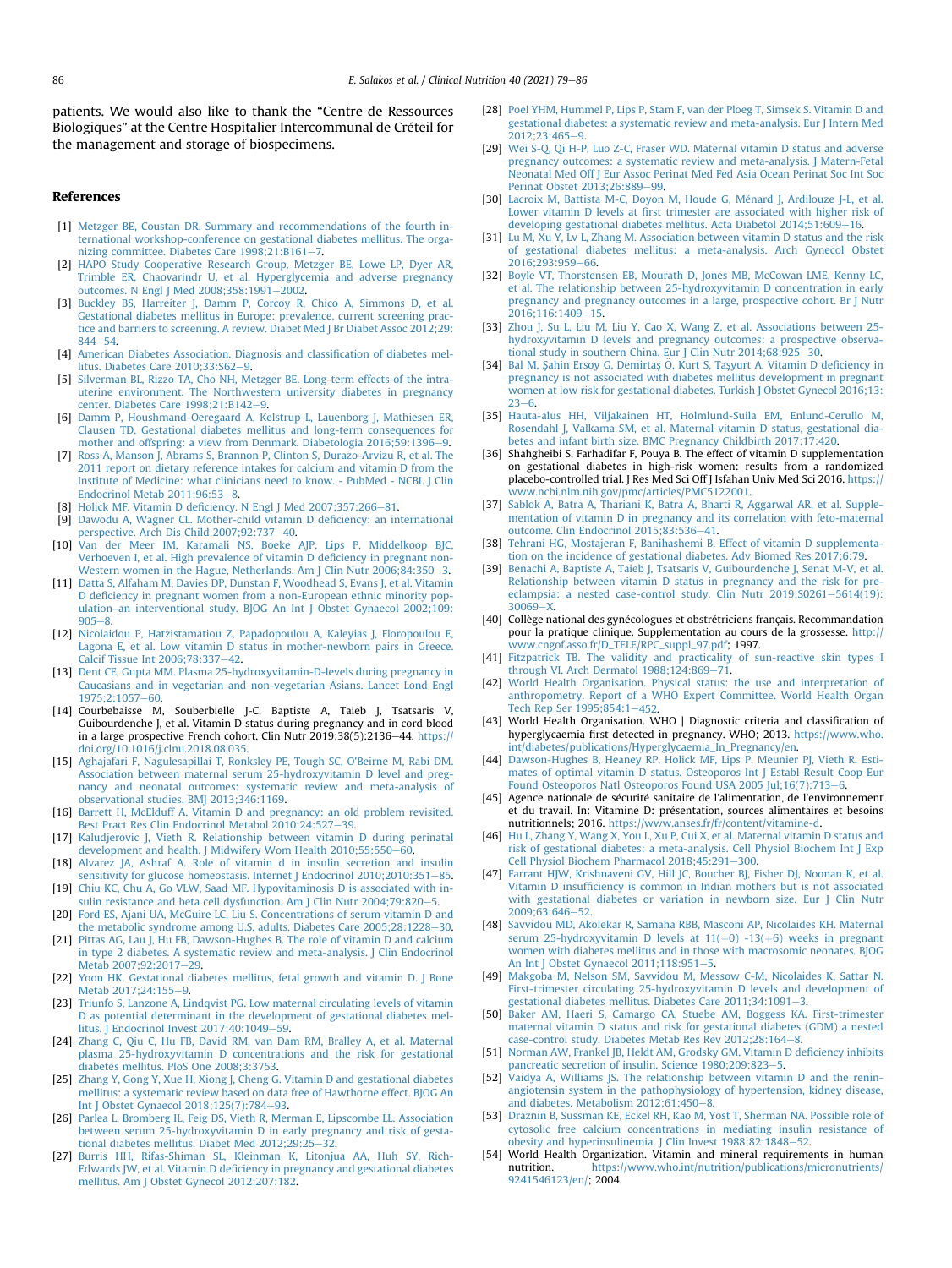patients. We would also like to thank the "Centre de Ressources Biologiques" at the Centre Hospitalier Intercommunal de Créteil for the management and storage of biospecimens.

## References

[1] Metzger BE, Coustan DR. Summary and recommendations of the fourth international workshop-conference on gestational diabetes mellitus. The organizing committee. Diabetes Care 1998;21:B161–7.

[2] HAPO Study Cooperative Research Group, Metzger BE, Lowe LP, Dyer AR, Trimble ER, Chaovarindr U, et al. Hyperglycemia and adverse pregnancy outcomes. N Engl J Med 2008;358:1991–2002.

[3] Buckley BS, Harreiter J, Damm P, Corcoy R, Chico A, Simmons D, et al. Gestational diabetes mellitus in Europe: prevalence, current screening practice and barriers to screening. A review. Diabet Med J Br Diabet Assoc 2012;29:844–54.

[4] American Diabetes Association. Diagnosis and classification of diabetes mellitus. Diabetes Care 2010;33:S62–9.

[5] Silverman BL, Rizzo TA, Cho NH, Metzger BE. Long-term effects of the intrauterine environment. The Northwestern university diabetes in pregnancy center. Diabetes Care 1998;21:B142–9.

[6] Damm P, Houshmand-Oeregaard A, Kelstrup L, Lauenborg J, Mathiesen ER, Clausen TD. Gestational diabetes mellitus and long-term consequences for mother and offspring: a view from Denmark. Diabetologia 2016;59:1396–9.

[7] Ross A, Manson J, Abrams S, Brannon P, Clinton S, Durazo-Arvizu R, et al. The 2011 report on dietary reference intakes for calcium and vitamin D from the Institute of Medicine: what clinicians need to know. - PubMed - NCBI. J Clin Endocrinol Metab 2011;96:53–8.

[8] Holick MF. Vitamin D deficiency. N Engl J Med 2007;357:266–81.

[9] Dawodu A, Wagner CL. Mother-child vitamin D deficiency: an international perspective. Arch Dis Child 2007;92:737–40.

[10] Van der Meer IM, Karamali NS, Boeke AJP, Lips P, Middelkoop BJC, Verhoeven I, et al. High prevalence of vitamin D deficiency in pregnant non-Western women in the Hague, Netherlands. Am J Clin Nutr 2006;84:350–3.

[11] Datta S, Alfaham M, Davies DP, Dunstan F, Woodhead S, Evans J, et al. Vitamin D deficiency in pregnant women from a non-European ethnic minority population–an interventional study. BJOG An Int J Obstet Gynaecol 2002;109:905–8.

[12] Nicolaidou P, Hatzistamatiou Z, Papadopoulou A, Kaleyias J, Floropoulou E, Lagona E, et al. Low vitamin D status in mother-newborn pairs in Greece. Calcif Tissue Int 2006;78:337–42.

[13] Dent CE, Gupta MM. Plasma 25-hydroxyvitamin-D-levels during pregnancy in Caucasians and in vegetarian and non-vegetarian Asians. Lancet Lond Engl 1975;2:1057–60.

[14] Courbebaisse M, Souberbielle J-C, Baptiste A, Taieb J, Tsatsaris V, Guibourdenche J, et al. Vitamin D status during pregnancy and in cord blood in a large prospective French cohort. Clin Nutr 2019;38(5):2136–44. https://doi.org/10.1016/j.clnu.2018.08.035.

[15] Aghajafari F, Nagulesapillai T, Ronksley PE, Tough SC, O'Beirne M, Rabi DM. Association between maternal serum 25-hydroxyvitamin D level and pregnancy and neonatal outcomes: systematic review and meta-analysis of observational studies. BMJ 2013;346:1169.

[16] Barrett H, McElduff A. Vitamin D and pregnancy: an old problem revisited. Best Pract Res Clin Endocrinol Metabol 2010;24:527–39.

[17] Kaludjerovic J, Vieth R. Relationship between vitamin D during perinatal development and health. J Midwifery Wom Health 2010;55:550–60.

[18] Alvarez JA, Ashraf A. Role of vitamin d in insulin secretion and insulin sensitivity for glucose homeostasis. Internet J Endocrinol 2010;2010:351–85.

[19] Chiu KC, Chu A, Go VLW, Saad MF. Hypovitaminosis D is associated with insulin resistance and beta cell dysfunction. Am J Clin Nutr 2004;79:820–5.

[20] Ford ES, Ajani UA, McGuire LC, Liu S. Concentrations of serum vitamin D and the metabolic syndrome among U.S. adults. Diabetes Care 2005;28:1228–30.

[21] Pittas AG, Lau J, Hu FB, Dawson-Hughes B. The role of vitamin D and calcium in type 2 diabetes. A systematic review and meta-analysis. J Clin Endocrinol Metab 2007;92:2017–29.

[22] Yoon HK. Gestational diabetes mellitus, fetal growth and vitamin D. J Bone Metab 2017;24:155–9.

[23] Triunfo S, Lanzone A, Lindqvist PG. Low maternal circulating levels of vitamin D as potential determinant in the development of gestational diabetes mellitus. J Endocrinol Invest 2017;40:1049–59.

[24] Zhang C, Qiu C, Hu FB, David RM, van Dam RM, Bralley A, et al. Maternal plasma 25-hydroxyvitamin D concentrations and the risk for gestational diabetes mellitus. PloS One 2008;3:3753.

[25] Zhang Y, Gong Y, Xue H, Xiong J, Cheng G. Vitamin D and gestational diabetes mellitus: a systematic review based on data free of Hawthorne effect. BJOG An Int J Obstet Gynaecol 2018;125(7):784–93.

[26] Parlea L, Bromberg IL, Feig DS, Vieth R, Merman E, Lipscombe LL. Association between serum 25-hydroxyvitamin D in early pregnancy and risk of gestational diabetes mellitus. Diabet Med 2012;29:25–32.

[27] Burris HH, Rifas-Shiman SL, Kleinman K, Litonjua AA, Huh SY, Rich-Edwards JW, et al. Vitamin D deficiency in pregnancy and gestational diabetes mellitus. Am J Obstet Gynecol 2012;207:182.

[28] Poel YHM, Hummel P, Lips P, Stam F, van der Ploeg T, Simsek S. Vitamin D and gestational diabetes: a systematic review and meta-analysis. Eur J Intern Med 2012;23:465–9.

[29] Wei S-Q, Qi H-P, Luo Z-C, Fraser WD. Maternal vitamin D status and adverse pregnancy outcomes: a systematic review and meta-analysis. J Matern-Fetal Neonatal Med Off J Eur Assoc Perinat Med Fed Asia Ocean Perinat Soc Int Soc Perinat Obstet 2013;26:889–99.

[30] Lacroix M, Battista M-C, Doyon M, Houde G, Ménard J, Ardilouze J-L, et al. Lower vitamin D levels at first trimester are associated with higher risk of developing gestational diabetes mellitus. Acta Diabetol 2014;51:609–16.

[31] Lu M, Xu Y, Lv L, Zhang M. Association between vitamin D status and the risk of gestational diabetes mellitus: a meta-analysis. Arch Gynecol Obstet 2016;293:959–66.

[32] Boyle VT, Thorstensen EB, Mourath D, Jones MB, McCowan LME, Kenny LC, et al. The relationship between 25-hydroxyvitamin D concentration in early pregnancy and pregnancy outcomes in a large, prospective cohort. Br J Nutr 2016;116:1409–15.

[33] Zhou J, Su L, Liu M, Liu Y, Cao X, Wang Z, et al. Associations between 25-hydroxyvitamin D levels and pregnancy outcomes: a prospective observational study in southern China. Eur J Clin Nutr 2014;68:925–30.

[34] Bal M, Şahin Ersoy G, Demirtaş Ö, Kurt S, Taşyurt A. Vitamin D deficiency in pregnancy is not associated with diabetes mellitus development in pregnant women at low risk for gestational diabetes. Turkish J Obstet Gynecol 2016;13:23–6.

[35] Hauta-alus HH, Viljakainen HT, Holmlund-Suila EM, Enlund-Cerullo M, Rosendahl J, Valkama SM, et al. Maternal vitamin D status, gestational diabetes and infant birth size. BMC Pregnancy Childbirth 2017;17:420.

[36] Shahgheibi S, Farhadifar F, Pouya B. The effect of vitamin D supplementation on gestational diabetes in high-risk women: results from a randomized placebo-controlled trial. J Res Med Sci Off J Isfahan Univ Med Sci 2016. https://www.ncbi.nlm.nih.gov/pmc/articles/PMC5122001.

[37] Sablok A, Batra A, Thariani K, Batra A, Bharti R, Aggarwal AR, et al. Supplementation of vitamin D in pregnancy and its correlation with feto-maternal outcome. Clin Endocrinol 2015;83:536–41.

[38] Tehrani HG, Mostajeran F, Banihashemi B. Effect of vitamin D supplementation on the incidence of gestational diabetes. Adv Biomed Res 2017;6:79.

[39] Benachi A, Baptiste A, Taieb J, Tsatsaris V, Guibourdenche J, Senat M-V, et al. Relationship between vitamin D status in pregnancy and the risk for preeclampsia: a nested case-control study. Clin Nutr 2019;S0261–5614(19):30069–X.

[40] Collège national des gynécologues et obstétriciens français. Recommandation pour la pratique clinique. Supplementation au cours de la grossesse. http://www.cngof.asso.fr/D_TELE/RPC_suppl_97.pdf; 1997.

[41] Fitzpatrick TB. The validity and practicality of sun-reactive skin types I through VI. Arch Dermatol 1988;124:869–71.

[42] World Health Organisation. Physical status: the use and interpretation of anthropometry. Report of a WHO Expert Committee. World Health Organ Tech Rep Ser 1995;854:1–452.

[43] World Health Organisation. WHO | Diagnostic criteria and classification of hyperglycaemia first detected in pregnancy. WHO; 2013. https://www.who.int/diabetes/publications/Hyperglycaemia_In_Pregnancy/en.

[44] Dawson-Hughes B, Heaney RP, Holick MF, Lips P, Meunier PJ, Vieth R. Estimates of optimal vitamin D status. Osteoporos Int J Establ Result Coop Eur Found Osteoporos Natl Osteoporos Found USA 2005 Jul;16(7):713–6.

[45] Agence nationale de sécurité sanitaire de l'alimentation, de l'environnement et du travail. In: Vitamine D: présentation, sources alimentaires et besoins nutritionnels; 2016. https://www.anses.fr/fr/content/vitamine-d.

[46] Hu L, Zhang Y, Wang X, You L, Xu P, Cui X, et al. Maternal vitamin D status and risk of gestational diabetes: a meta-analysis. Cell Physiol Biochem Int J Exp Cell Physiol Biochem Pharmacol 2018;45:291–300.

[47] Farrant HJW, Krishnaveni GV, Hill JC, Boucher BJ, Fisher DJ, Noonan K, et al. Vitamin D insufficiency is common in Indian mothers but is not associated with gestational diabetes or variation in newborn size. Eur J Clin Nutr 2009;63:646–52.

[48] Savvidou MD, Akolekar R, Samaha RBB, Masconi AP, Nicolaides KH. Maternal serum 25-hydroxyvitamin D levels at 11(+0) -13(+6) weeks in pregnant women with diabetes mellitus and in those with macrosomic neonates. BJOG An Int J Obstet Gynaecol 2011;118:951–5.

[49] Makgoba M, Nelson SM, Savvidou M, Messow C-M, Nicolaides K, Sattar N. First-trimester circulating 25-hydroxyvitamin D levels and development of gestational diabetes mellitus. Diabetes Care 2011;34:1091–3.

[50] Baker AM, Haeri S, Camargo CA, Stuebe AM, Boggess KA. First-trimester maternal vitamin D status and risk for gestational diabetes (GDM) a nested case-control study. Diabetes Metab Res Rev 2012;28:164–8.

[51] Norman AW, Frankel JB, Heldt AM, Grodsky GM. Vitamin D deficiency inhibits pancreatic secretion of insulin. Science 1980;209:823–5.

[52] Vaidya A, Williams JS. The relationship between vitamin D and the renin-angiotensin system in the pathophysiology of hypertension, kidney disease, and diabetes. Metabolism 2012;61:450–8.

[53] Draznin B, Sussman KE, Eckel RH, Kao M, Yost T, Sherman NA. Possible role of cytosolic free calcium concentrations in mediating insulin resistance of obesity and hyperinsulinemia. J Clin Invest 1988;82:1848–52.

[54] World Health Organization. Vitamin and mineral requirements in human nutrition. https://www.who.int/nutrition/publications/micronutrients/9241546123/en/; 2004.